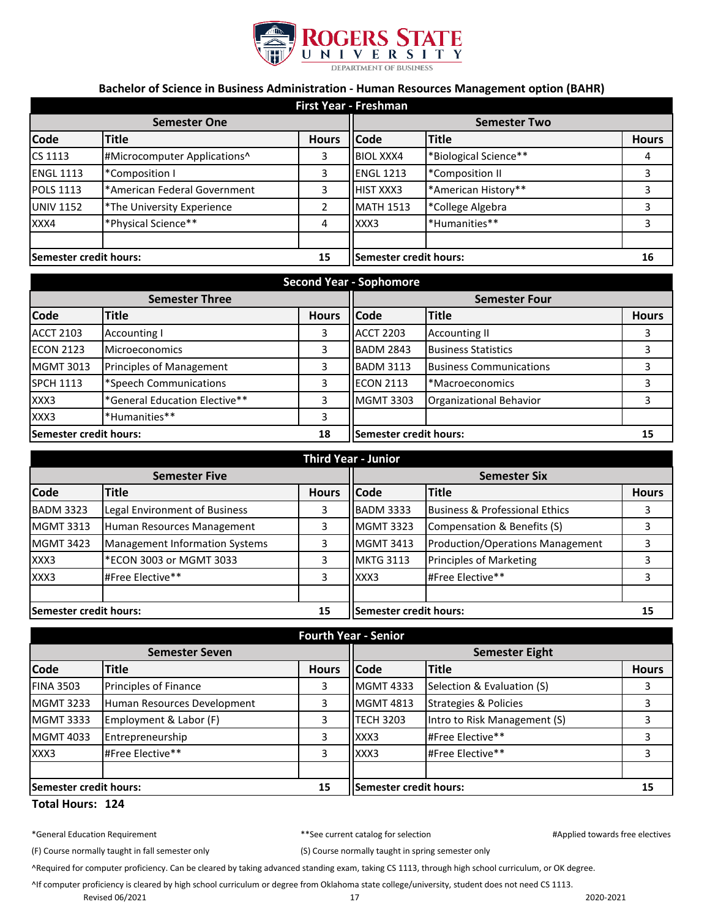ROGERS STATE UNIVERSITY
DEPARTMENT OF BUSINESS

## Bachelor of Science in Business Administration - Human Resources Management option (BAHR)

### First Year - Freshman

| Semester One | | | Semester Two | | |
|---|---|---|---|---|---|
| **Code** | **Title** | **Hours** | **Code** | **Title** | **Hours** |
| CS 1113 | #Microcomputer Applications^ | 3 | BIOL XXX4 | *Biological Science** | 4 |
| ENGL 1113 | *Composition I | 3 | ENGL 1213 | *Composition II | 3 |
| POLS 1113 | *American Federal Government | 3 | HIST XXX3 | *American History** | 3 |
| UNIV 1152 | *The University Experience | 2 | MATH 1513 | *College Algebra | 3 |
| XXX4 | *Physical Science** | 4 | XXX3 | *Humanities** | 3 |
| | | | | | |
| **Semester credit hours:** | | **15** | **Semester credit hours:** | | **16** |

### Second Year - Sophomore

| Semester Three | | | Semester Four | | |
|---|---|---|---|---|---|
| **Code** | **Title** | **Hours** | **Code** | **Title** | **Hours** |
| ACCT 2103 | Accounting I | 3 | ACCT 2203 | Accounting II | 3 |
| ECON 2123 | Microeconomics | 3 | BADM 2843 | Business Statistics | 3 |
| MGMT 3013 | Principles of Management | 3 | BADM 3113 | Business Communications | 3 |
| SPCH 1113 | *Speech Communications | 3 | ECON 2113 | *Macroeconomics | 3 |
| XXX3 | *General Education Elective** | 3 | MGMT 3303 | Organizational Behavior | 3 |
| XXX3 | *Humanities** | 3 | | | |
| **Semester credit hours:** | | **18** | **Semester credit hours:** | | **15** |

### Third Year - Junior

| Semester Five | | | Semester Six | | |
|---|---|---|---|---|---|
| **Code** | **Title** | **Hours** | **Code** | **Title** | **Hours** |
| BADM 3323 | Legal Environment of Business | 3 | BADM 3333 | Business & Professional Ethics | 3 |
| MGMT 3313 | Human Resources Management | 3 | MGMT 3323 | Compensation & Benefits (S) | 3 |
| MGMT 3423 | Management Information Systems | 3 | MGMT 3413 | Production/Operations Management | 3 |
| XXX3 | *ECON 3003 or MGMT 3033 | 3 | MKTG 3113 | Principles of Marketing | 3 |
| XXX3 | #Free Elective** | 3 | XXX3 | #Free Elective** | 3 |
| | | | | | |
| **Semester credit hours:** | | **15** | **Semester credit hours:** | | **15** |

### Fourth Year - Senior

| Semester Seven | | | Semester Eight | | |
|---|---|---|---|---|---|
| **Code** | **Title** | **Hours** | **Code** | **Title** | **Hours** |
| FINA 3503 | Principles of Finance | 3 | MGMT 4333 | Selection & Evaluation (S) | 3 |
| MGMT 3233 | Human Resources Development | 3 | MGMT 4813 | Strategies & Policies | 3 |
| MGMT 3333 | Employment & Labor (F) | 3 | TECH 3203 | Intro to Risk Management (S) | 3 |
| MGMT 4033 | Entrepreneurship | 3 | XXX3 | #Free Elective** | 3 |
| XXX3 | #Free Elective** | 3 | XXX3 | #Free Elective** | 3 |
| | | | | | |
| **Semester credit hours:** | | **15** | **Semester credit hours:** | | **15** |

**Total Hours: 124**

*General Education Requirement

**See current catalog for selection

#Applied towards free electives

(F) Course normally taught in fall semester only

(S) Course normally taught in spring semester only

^Required for computer proficiency. Can be cleared by taking advanced standing exam, taking CS 1113, through high school curriculum, or OK degree.

^If computer proficiency is cleared by high school curriculum or degree from Oklahoma state college/university, student does not need CS 1113.

Revised 06/2021

2020-2021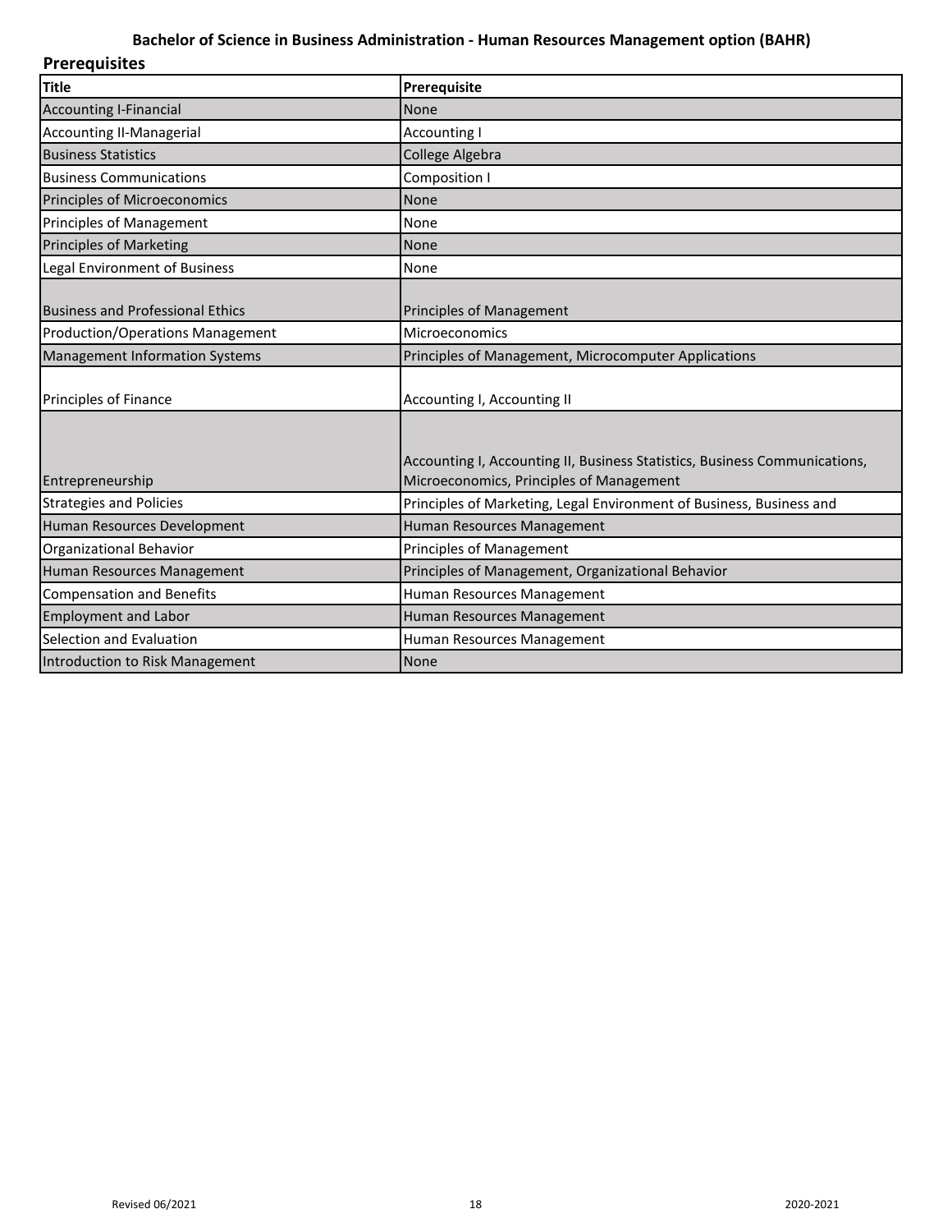## Bachelor of Science in Business Administration - Human Resources Management option (BAHR)

### Prerequisites

| Title | Prerequisite |
|---|---|
| Accounting I-Financial | None |
| Accounting II-Managerial | Accounting I |
| Business Statistics | College Algebra |
| Business Communications | Composition I |
| Principles of Microeconomics | None |
| Principles of Management | None |
| Principles of Marketing | None |
| Legal Environment of Business | None |
| Business and Professional Ethics | Principles of Management |
| Production/Operations Management | Microeconomics |
| Management Information Systems | Principles of Management, Microcomputer Applications |
| Principles of Finance | Accounting I, Accounting II |
| Entrepreneurship | Accounting I, Accounting II, Business Statistics, Business Communications, Microeconomics, Principles of Management |
| Strategies and Policies | Principles of Marketing, Legal Environment of Business, Business and |
| Human Resources Development | Human Resources Management |
| Organizational Behavior | Principles of Management |
| Human Resources Management | Principles of Management, Organizational Behavior |
| Compensation and Benefits | Human Resources Management |
| Employment and Labor | Human Resources Management |
| Selection and Evaluation | Human Resources Management |
| Introduction to Risk Management | None |

Revised 06/2021

2020-2021